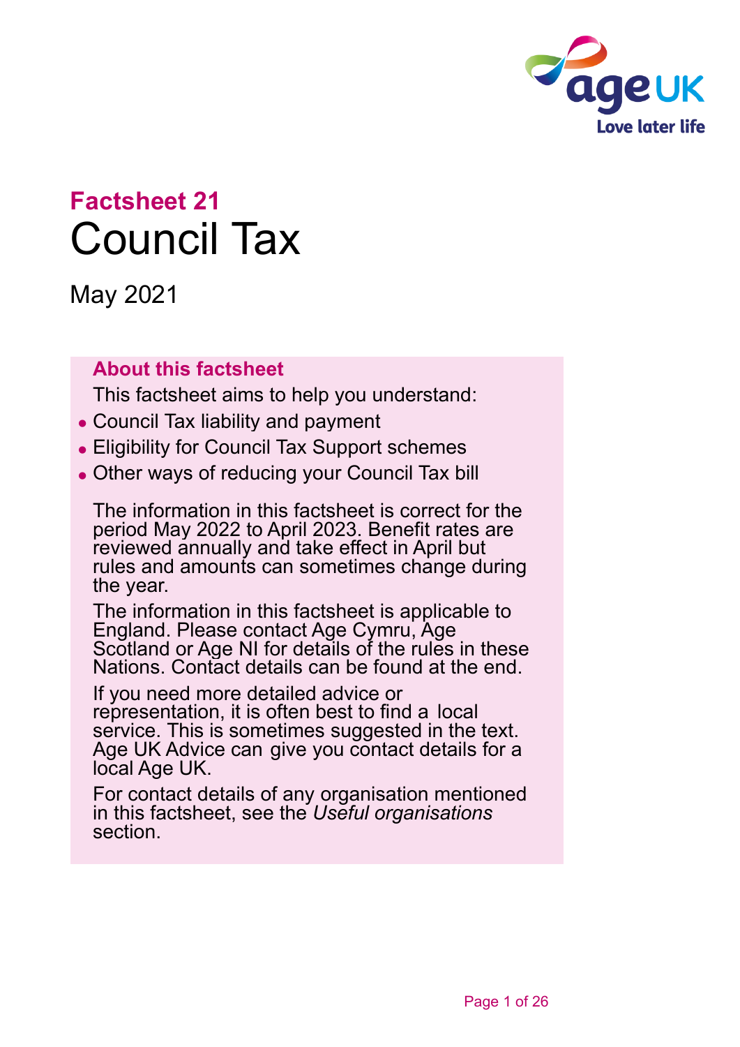# Factsheet 21

# Council Tax

May 2021

## About this factsheet

This factsheet aims to help you understand:

- Council Tax liability and payment
- Eligibility for Council Tax Support schemes
- Other ways of reducing your Council Tax bill

The information in this factsheet is correct for the period May 2022 to April 2023. Benefit rates are reviewed annually and take effect in April but rules and amounts can sometimes change during the year.

The information in this factsheet is applicable to England. Please contact Age Cymru, Age Scotland or Age NI for details of the rules in these Nations. Contact details can be found at the end.

If you need more detailed advice or representation, it is often best to find a local service. This is sometimes suggested in the text. Age UK Advice can give you contact details for a local Age UK.

For contact details of any organisation mentioned in this factsheet, see the *Useful organisations* section.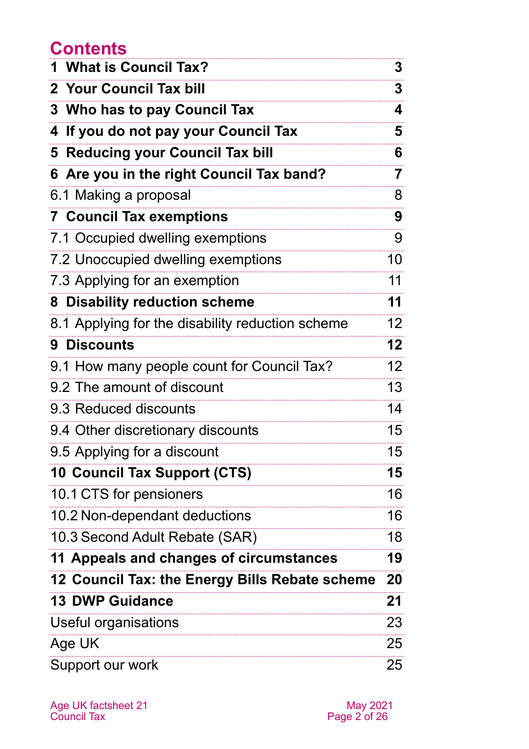# Contents

| | |
|---|---|
| **1 What is Council Tax?** | **3** |
| **2 Your Council Tax bill** | **3** |
| **3 Who has to pay Council Tax** | **4** |
| **4 If you do not pay your Council Tax** | **5** |
| **5 Reducing your Council Tax bill** | **6** |
| **6 Are you in the right Council Tax band?** | **7** |
| 6.1 Making a proposal | 8 |
| **7 Council Tax exemptions** | **9** |
| 7.1 Occupied dwelling exemptions | 9 |
| 7.2 Unoccupied dwelling exemptions | 10 |
| 7.3 Applying for an exemption | 11 |
| **8 Disability reduction scheme** | **11** |
| 8.1 Applying for the disability reduction scheme | 12 |
| **9 Discounts** | **12** |
| 9.1 How many people count for Council Tax? | 12 |
| 9.2 The amount of discount | 13 |
| 9.3 Reduced discounts | 14 |
| 9.4 Other discretionary discounts | 15 |
| 9.5 Applying for a discount | 15 |
| **10 Council Tax Support (CTS)** | **15** |
| 10.1 CTS for pensioners | 16 |
| 10.2 Non-dependant deductions | 16 |
| 10.3 Second Adult Rebate (SAR) | 18 |
| **11 Appeals and changes of circumstances** | **19** |
| **12 Council Tax: the Energy Bills Rebate scheme** | **20** |
| **13 DWP Guidance** | **21** |
| Useful organisations | 23 |
| Age UK | 25 |
| Support our work | 25 |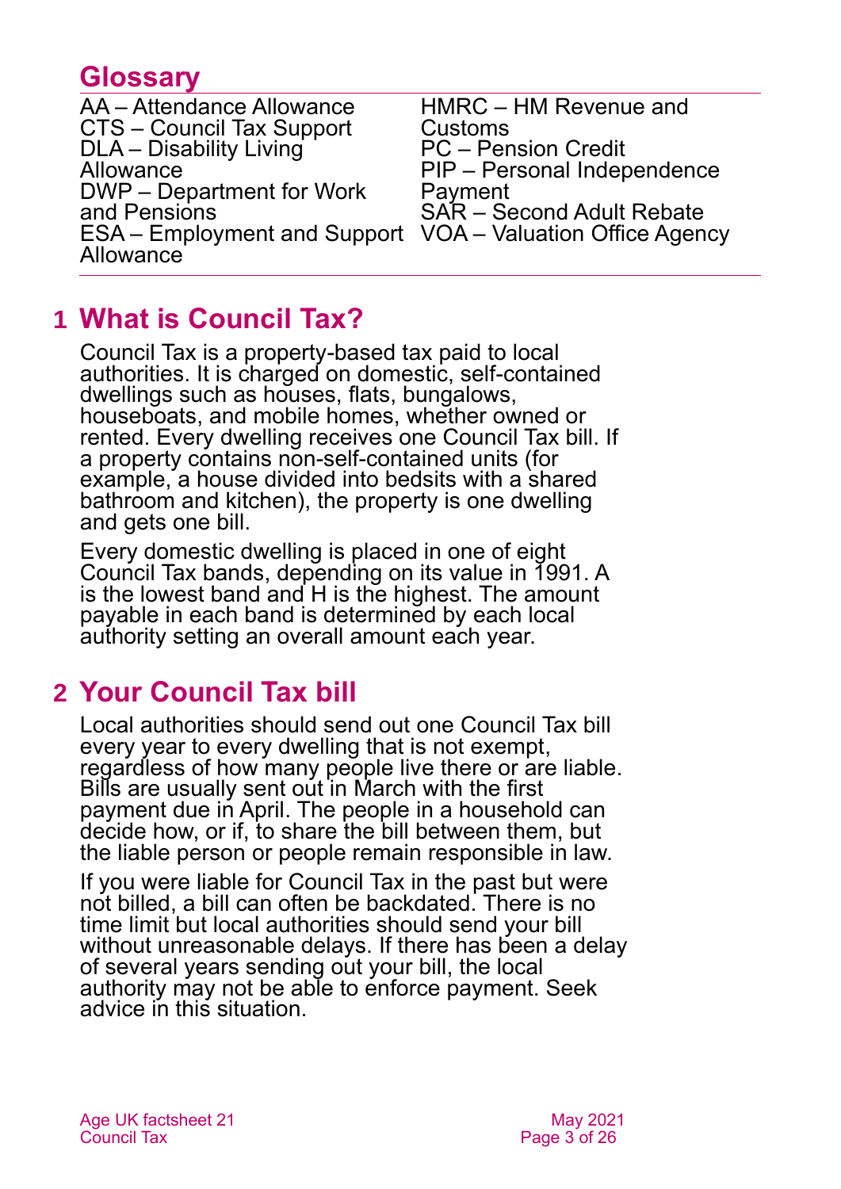## Glossary

AA – Attendance Allowance
CTS – Council Tax Support
DLA – Disability Living Allowance
DWP – Department for Work and Pensions
ESA – Employment and Support Allowance
HMRC – HM Revenue and Customs
PC – Pension Credit
PIP – Personal Independence Payment
SAR – Second Adult Rebate
VOA – Valuation Office Agency

## 1 What is Council Tax?

Council Tax is a property-based tax paid to local authorities. It is charged on domestic, self-contained dwellings such as houses, flats, bungalows, houseboats, and mobile homes, whether owned or rented. Every dwelling receives one Council Tax bill. If a property contains non-self-contained units (for example, a house divided into bedsits with a shared bathroom and kitchen), the property is one dwelling and gets one bill.

Every domestic dwelling is placed in one of eight Council Tax bands, depending on its value in 1991. A is the lowest band and H is the highest. The amount payable in each band is determined by each local authority setting an overall amount each year.

## 2 Your Council Tax bill

Local authorities should send out one Council Tax bill every year to every dwelling that is not exempt, regardless of how many people live there or are liable. Bills are usually sent out in March with the first payment due in April. The people in a household can decide how, or if, to share the bill between them, but the liable person or people remain responsible in law.

If you were liable for Council Tax in the past but were not billed, a bill can often be backdated. There is no time limit but local authorities should send your bill without unreasonable delays. If there has been a delay of several years sending out your bill, the local authority may not be able to enforce payment. Seek advice in this situation.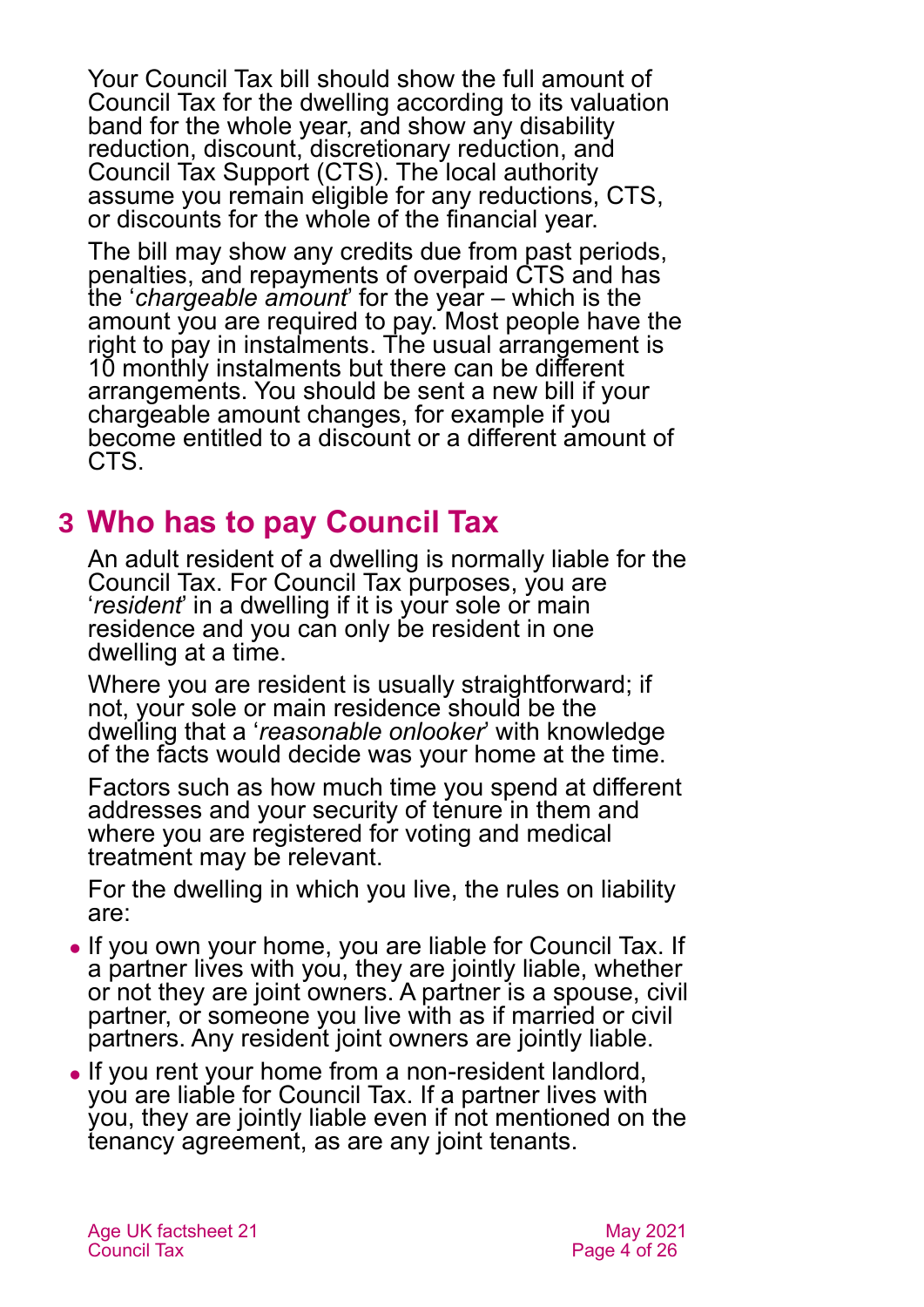Your Council Tax bill should show the full amount of Council Tax for the dwelling according to its valuation band for the whole year, and show any disability reduction, discount, discretionary reduction, and Council Tax Support (CTS). The local authority assume you remain eligible for any reductions, CTS, or discounts for the whole of the financial year.

The bill may show any credits due from past periods, penalties, and repayments of overpaid CTS and has the '*chargeable amount*' for the year – which is the amount you are required to pay. Most people have the right to pay in instalments. The usual arrangement is 10 monthly instalments but there can be different arrangements. You should be sent a new bill if your chargeable amount changes, for example if you become entitled to a discount or a different amount of CTS.

## 3 Who has to pay Council Tax

An adult resident of a dwelling is normally liable for the Council Tax. For Council Tax purposes, you are '*resident*' in a dwelling if it is your sole or main residence and you can only be resident in one dwelling at a time.

Where you are resident is usually straightforward; if not, your sole or main residence should be the dwelling that a '*reasonable onlooker*' with knowledge of the facts would decide was your home at the time.

Factors such as how much time you spend at different addresses and your security of tenure in them and where you are registered for voting and medical treatment may be relevant.

For the dwelling in which you live, the rules on liability are:

- If you own your home, you are liable for Council Tax. If a partner lives with you, they are jointly liable, whether or not they are joint owners. A partner is a spouse, civil partner, or someone you live with as if married or civil partners. Any resident joint owners are jointly liable.
- If you rent your home from a non-resident landlord, you are liable for Council Tax. If a partner lives with you, they are jointly liable even if not mentioned on the tenancy agreement, as are any joint tenants.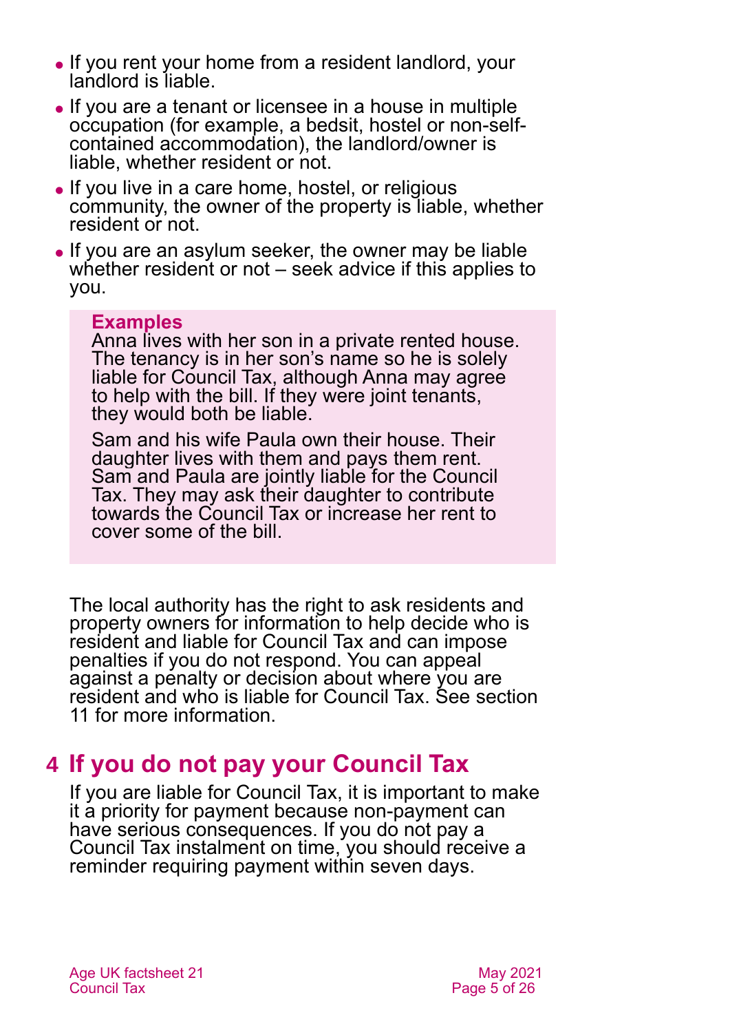- If you rent your home from a resident landlord, your landlord is liable.
- If you are a tenant or licensee in a house in multiple occupation (for example, a bedsit, hostel or non-self-contained accommodation), the landlord/owner is liable, whether resident or not.
- If you live in a care home, hostel, or religious community, the owner of the property is liable, whether resident or not.
- If you are an asylum seeker, the owner may be liable whether resident or not – seek advice if this applies to you.

**Examples**

Anna lives with her son in a private rented house. The tenancy is in her son's name so he is solely liable for Council Tax, although Anna may agree to help with the bill. If they were joint tenants, they would both be liable.

Sam and his wife Paula own their house. Their daughter lives with them and pays them rent. Sam and Paula are jointly liable for the Council Tax. They may ask their daughter to contribute towards the Council Tax or increase her rent to cover some of the bill.

The local authority has the right to ask residents and property owners for information to help decide who is resident and liable for Council Tax and can impose penalties if you do not respond. You can appeal against a penalty or decision about where you are resident and who is liable for Council Tax. See section 11 for more information.

## 4 If you do not pay your Council Tax

If you are liable for Council Tax, it is important to make it a priority for payment because non-payment can have serious consequences. If you do not pay a Council Tax instalment on time, you should receive a reminder requiring payment within seven days.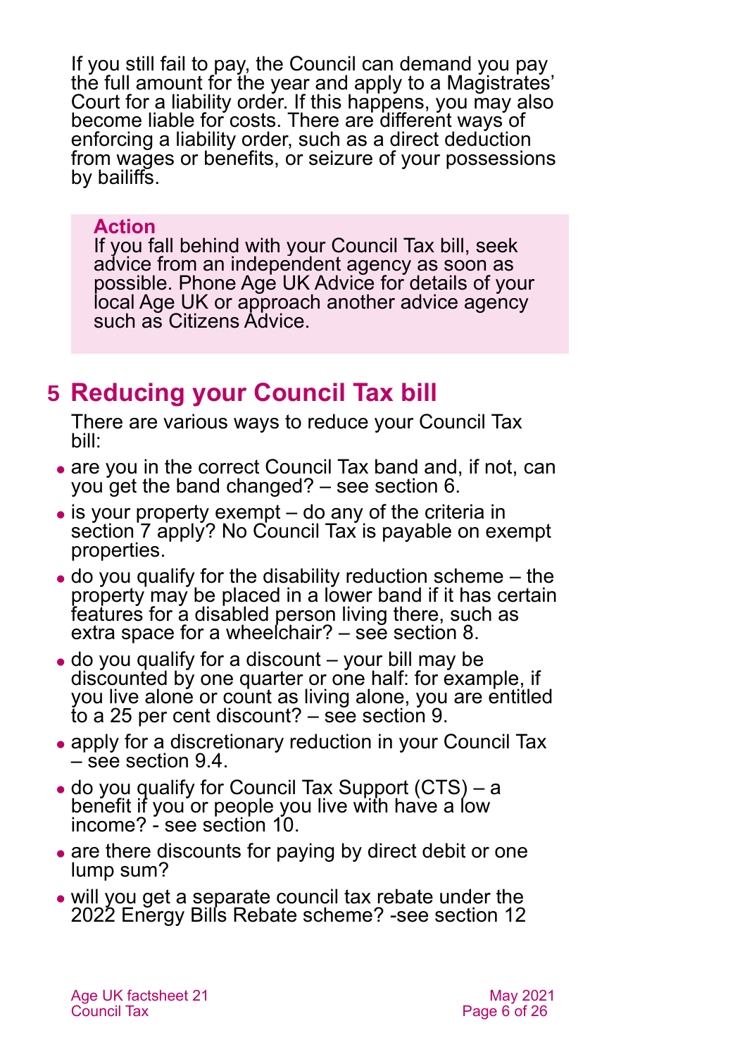If you still fail to pay, the Council can demand you pay the full amount for the year and apply to a Magistrates' Court for a liability order. If this happens, you may also become liable for costs. There are different ways of enforcing a liability order, such as a direct deduction from wages or benefits, or seizure of your possessions by bailiffs.

> **Action**
> If you fall behind with your Council Tax bill, seek advice from an independent agency as soon as possible. Phone Age UK Advice for details of your local Age UK or approach another advice agency such as Citizens Advice.

## 5 Reducing your Council Tax bill

There are various ways to reduce your Council Tax bill:

- are you in the correct Council Tax band and, if not, can you get the band changed? – see section 6.
- is your property exempt – do any of the criteria in section 7 apply? No Council Tax is payable on exempt properties.
- do you qualify for the disability reduction scheme – the property may be placed in a lower band if it has certain features for a disabled person living there, such as extra space for a wheelchair? – see section 8.
- do you qualify for a discount – your bill may be discounted by one quarter or one half: for example, if you live alone or count as living alone, you are entitled to a 25 per cent discount? – see section 9.
- apply for a discretionary reduction in your Council Tax – see section 9.4.
- do you qualify for Council Tax Support (CTS) – a benefit if you or people you live with have a low income? - see section 10.
- are there discounts for paying by direct debit or one lump sum?
- will you get a separate council tax rebate under the 2022 Energy Bills Rebate scheme? -see section 12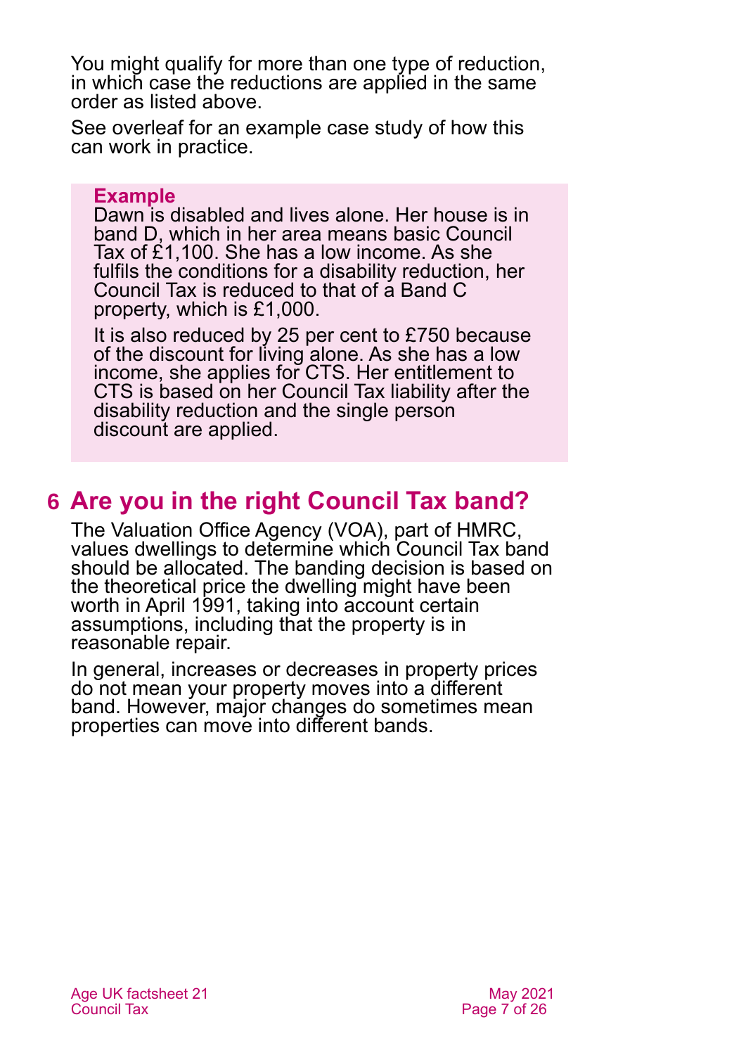You might qualify for more than one type of reduction, in which case the reductions are applied in the same order as listed above.

See overleaf for an example case study of how this can work in practice.

> **Example**
> Dawn is disabled and lives alone. Her house is in band D, which in her area means basic Council Tax of £1,100. She has a low income. As she fulfils the conditions for a disability reduction, her Council Tax is reduced to that of a Band C property, which is £1,000.
>
> It is also reduced by 25 per cent to £750 because of the discount for living alone. As she has a low income, she applies for CTS. Her entitlement to CTS is based on her Council Tax liability after the disability reduction and the single person discount are applied.

## 6 Are you in the right Council Tax band?

The Valuation Office Agency (VOA), part of HMRC, values dwellings to determine which Council Tax band should be allocated. The banding decision is based on the theoretical price the dwelling might have been worth in April 1991, taking into account certain assumptions, including that the property is in reasonable repair.

In general, increases or decreases in property prices do not mean your property moves into a different band. However, major changes do sometimes mean properties can move into different bands.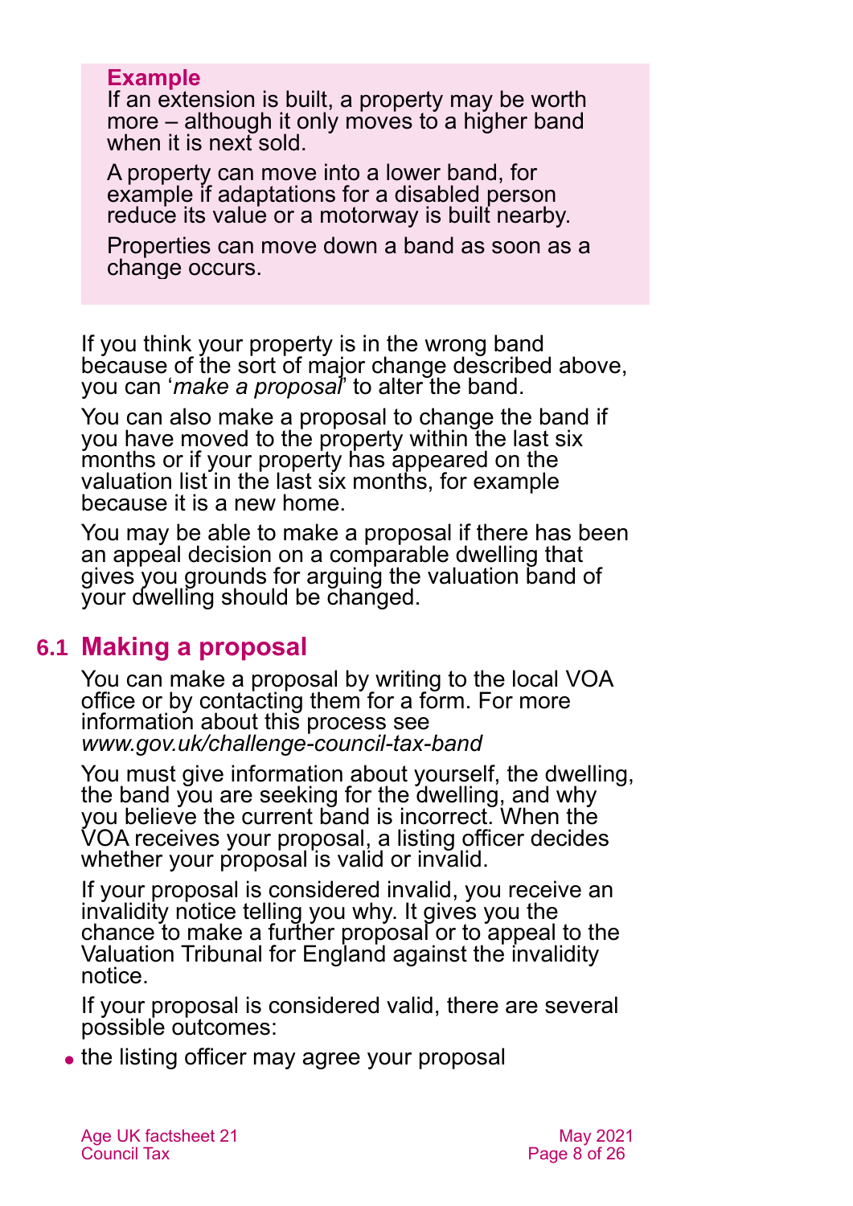**Example**

If an extension is built, a property may be worth more – although it only moves to a higher band when it is next sold.

A property can move into a lower band, for example if adaptations for a disabled person reduce its value or a motorway is built nearby.

Properties can move down a band as soon as a change occurs.

If you think your property is in the wrong band because of the sort of major change described above, you can '*make a proposal*' to alter the band.

You can also make a proposal to change the band if you have moved to the property within the last six months or if your property has appeared on the valuation list in the last six months, for example because it is a new home.

You may be able to make a proposal if there has been an appeal decision on a comparable dwelling that gives you grounds for arguing the valuation band of your dwelling should be changed.

## 6.1 Making a proposal

You can make a proposal by writing to the local VOA office or by contacting them for a form. For more information about this process see *www.gov.uk/challenge-council-tax-band*

You must give information about yourself, the dwelling, the band you are seeking for the dwelling, and why you believe the current band is incorrect. When the VOA receives your proposal, a listing officer decides whether your proposal is valid or invalid.

If your proposal is considered invalid, you receive an invalidity notice telling you why. It gives you the chance to make a further proposal or to appeal to the Valuation Tribunal for England against the invalidity notice.

If your proposal is considered valid, there are several possible outcomes:

- the listing officer may agree your proposal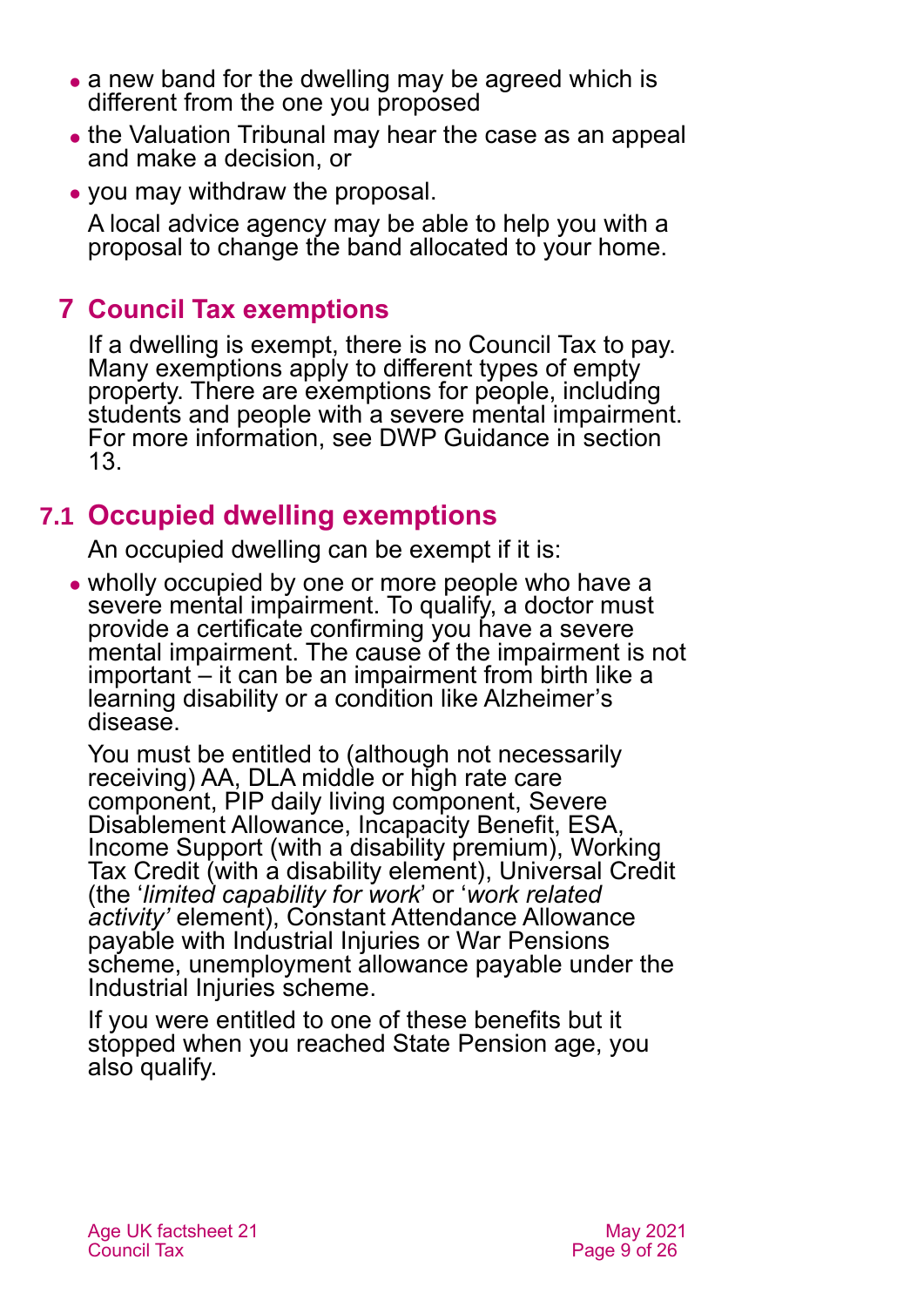- a new band for the dwelling may be agreed which is different from the one you proposed
- the Valuation Tribunal may hear the case as an appeal and make a decision, or
- you may withdraw the proposal.

A local advice agency may be able to help you with a proposal to change the band allocated to your home.

## 7 Council Tax exemptions

If a dwelling is exempt, there is no Council Tax to pay. Many exemptions apply to different types of empty property. There are exemptions for people, including students and people with a severe mental impairment. For more information, see DWP Guidance in section 13.

### 7.1 Occupied dwelling exemptions

An occupied dwelling can be exempt if it is:

- wholly occupied by one or more people who have a severe mental impairment. To qualify, a doctor must provide a certificate confirming you have a severe mental impairment. The cause of the impairment is not important – it can be an impairment from birth like a learning disability or a condition like Alzheimer's disease.

  You must be entitled to (although not necessarily receiving) AA, DLA middle or high rate care component, PIP daily living component, Severe Disablement Allowance, Incapacity Benefit, ESA, Income Support (with a disability premium), Working Tax Credit (with a disability element), Universal Credit (the '*limited capability for work*' or '*work related activity'* element), Constant Attendance Allowance payable with Industrial Injuries or War Pensions scheme, unemployment allowance payable under the Industrial Injuries scheme.

  If you were entitled to one of these benefits but it stopped when you reached State Pension age, you also qualify.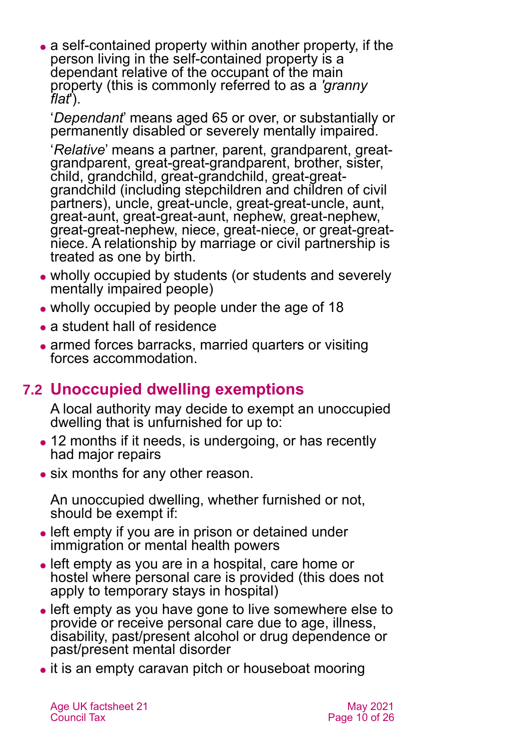- a self-contained property within another property, if the person living in the self-contained property is a dependant relative of the occupant of the main property (this is commonly referred to as a *'granny flat'*).

  '*Dependant*' means aged 65 or over, or substantially or permanently disabled or severely mentally impaired.

  '*Relative*' means a partner, parent, grandparent, great-grandparent, great-great-grandparent, brother, sister, child, grandchild, great-grandchild, great-great-grandchild (including stepchildren and children of civil partners), uncle, great-uncle, great-great-uncle, aunt, great-aunt, great-great-aunt, nephew, great-nephew, great-great-nephew, niece, great-niece, or great-great-niece. A relationship by marriage or civil partnership is treated as one by birth.

- wholly occupied by students (or students and severely mentally impaired people)
- wholly occupied by people under the age of 18
- a student hall of residence
- armed forces barracks, married quarters or visiting forces accommodation.

## 7.2 Unoccupied dwelling exemptions

A local authority may decide to exempt an unoccupied dwelling that is unfurnished for up to:

- 12 months if it needs, is undergoing, or has recently had major repairs
- six months for any other reason.

An unoccupied dwelling, whether furnished or not, should be exempt if:

- left empty if you are in prison or detained under immigration or mental health powers
- left empty as you are in a hospital, care home or hostel where personal care is provided (this does not apply to temporary stays in hospital)
- left empty as you have gone to live somewhere else to provide or receive personal care due to age, illness, disability, past/present alcohol or drug dependence or past/present mental disorder
- it is an empty caravan pitch or houseboat mooring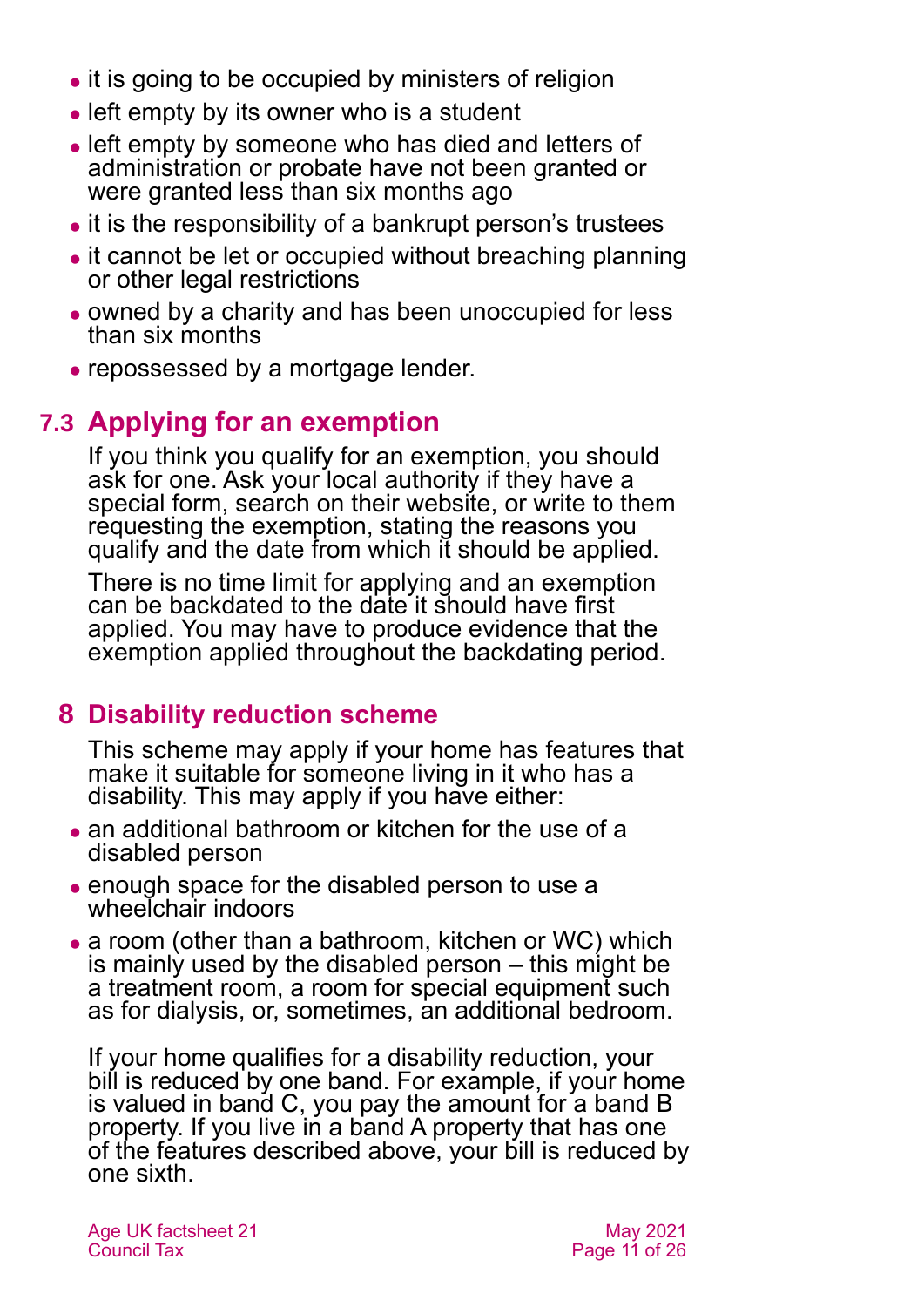- it is going to be occupied by ministers of religion
- left empty by its owner who is a student
- left empty by someone who has died and letters of administration or probate have not been granted or were granted less than six months ago
- it is the responsibility of a bankrupt person's trustees
- it cannot be let or occupied without breaching planning or other legal restrictions
- owned by a charity and has been unoccupied for less than six months
- repossessed by a mortgage lender.

## 7.3 Applying for an exemption

If you think you qualify for an exemption, you should ask for one. Ask your local authority if they have a special form, search on their website, or write to them requesting the exemption, stating the reasons you qualify and the date from which it should be applied.

There is no time limit for applying and an exemption can be backdated to the date it should have first applied. You may have to produce evidence that the exemption applied throughout the backdating period.

# 8 Disability reduction scheme

This scheme may apply if your home has features that make it suitable for someone living in it who has a disability. This may apply if you have either:

- an additional bathroom or kitchen for the use of a disabled person
- enough space for the disabled person to use a wheelchair indoors
- a room (other than a bathroom, kitchen or WC) which is mainly used by the disabled person – this might be a treatment room, a room for special equipment such as for dialysis, or, sometimes, an additional bedroom.

If your home qualifies for a disability reduction, your bill is reduced by one band. For example, if your home is valued in band C, you pay the amount for a band B property. If you live in a band A property that has one of the features described above, your bill is reduced by one sixth.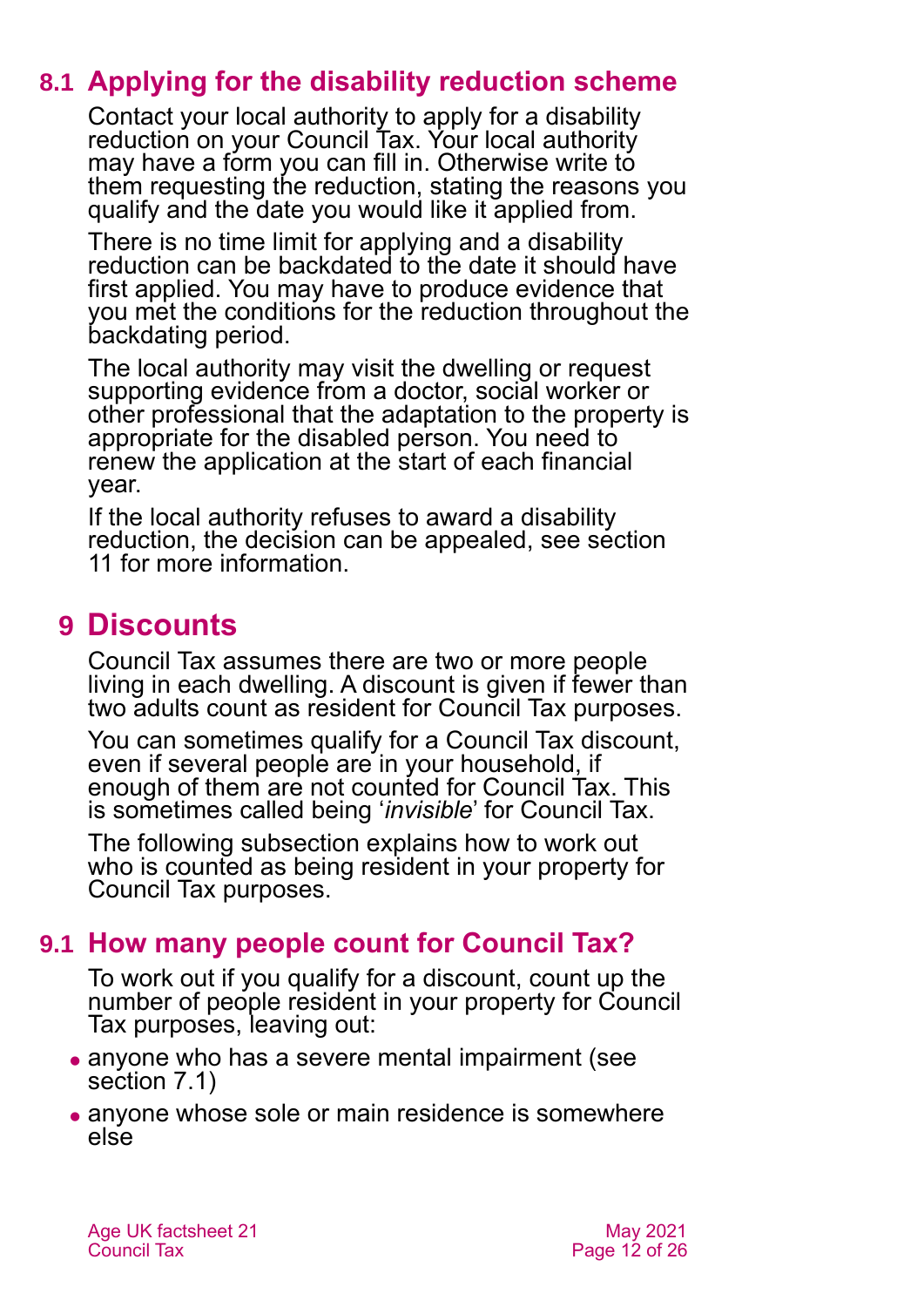## 8.1 Applying for the disability reduction scheme

Contact your local authority to apply for a disability reduction on your Council Tax. Your local authority may have a form you can fill in. Otherwise write to them requesting the reduction, stating the reasons you qualify and the date you would like it applied from.

There is no time limit for applying and a disability reduction can be backdated to the date it should have first applied. You may have to produce evidence that you met the conditions for the reduction throughout the backdating period.

The local authority may visit the dwelling or request supporting evidence from a doctor, social worker or other professional that the adaptation to the property is appropriate for the disabled person. You need to renew the application at the start of each financial year.

If the local authority refuses to award a disability reduction, the decision can be appealed, see section 11 for more information.

# 9 Discounts

Council Tax assumes there are two or more people living in each dwelling. A discount is given if fewer than two adults count as resident for Council Tax purposes.

You can sometimes qualify for a Council Tax discount, even if several people are in your household, if enough of them are not counted for Council Tax. This is sometimes called being '*invisible*' for Council Tax.

The following subsection explains how to work out who is counted as being resident in your property for Council Tax purposes.

## 9.1 How many people count for Council Tax?

To work out if you qualify for a discount, count up the number of people resident in your property for Council Tax purposes, leaving out:

- anyone who has a severe mental impairment (see section 7.1)
- anyone whose sole or main residence is somewhere else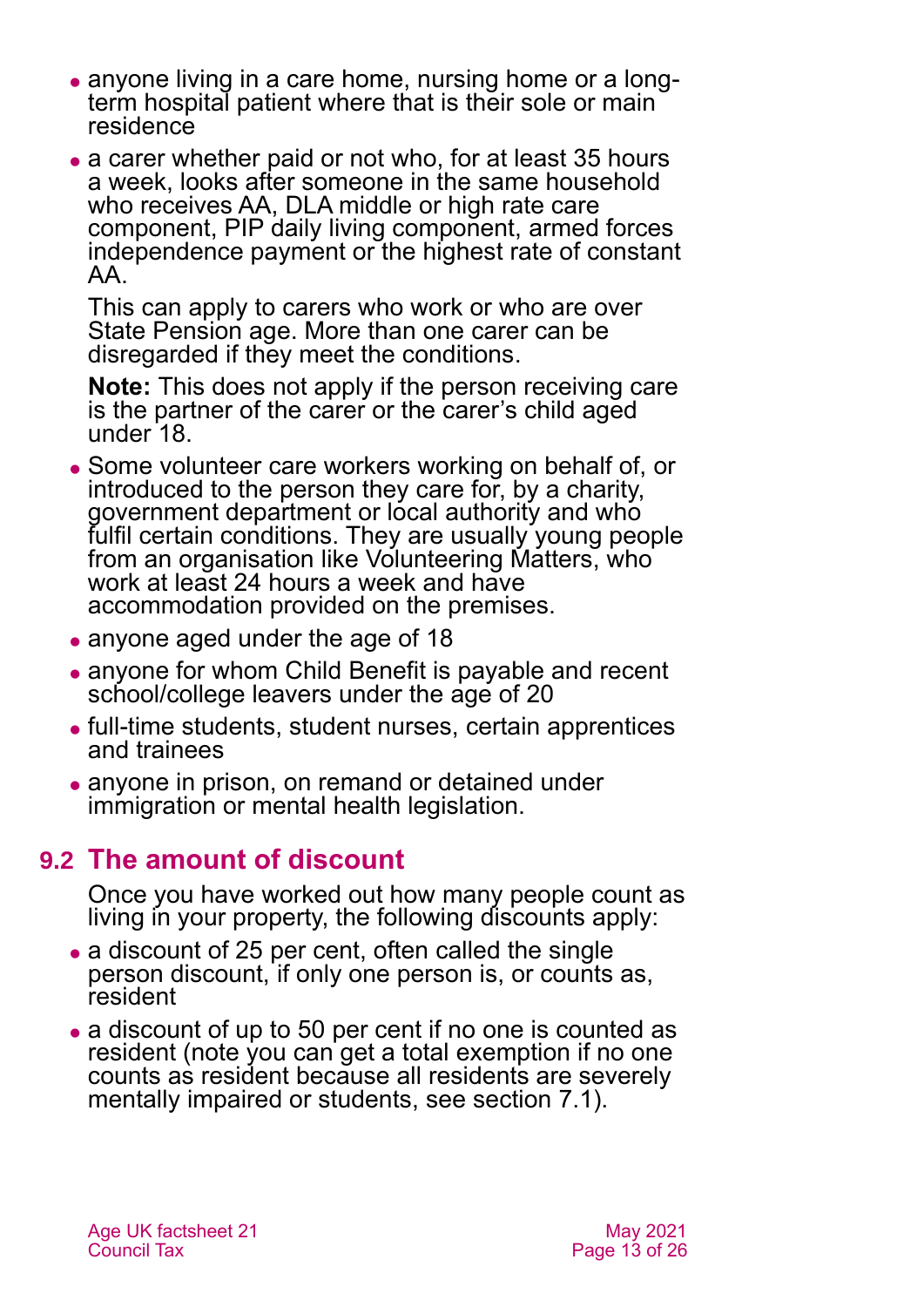- anyone living in a care home, nursing home or a long-term hospital patient where that is their sole or main residence
- a carer whether paid or not who, for at least 35 hours a week, looks after someone in the same household who receives AA, DLA middle or high rate care component, PIP daily living component, armed forces independence payment or the highest rate of constant AA.

  This can apply to carers who work or who are over State Pension age. More than one carer can be disregarded if they meet the conditions.

  **Note:** This does not apply if the person receiving care is the partner of the carer or the carer's child aged under 18.

- Some volunteer care workers working on behalf of, or introduced to the person they care for, by a charity, government department or local authority and who fulfil certain conditions. They are usually young people from an organisation like Volunteering Matters, who work at least 24 hours a week and have accommodation provided on the premises.
- anyone aged under the age of 18
- anyone for whom Child Benefit is payable and recent school/college leavers under the age of 20
- full-time students, student nurses, certain apprentices and trainees
- anyone in prison, on remand or detained under immigration or mental health legislation.

## 9.2 The amount of discount

Once you have worked out how many people count as living in your property, the following discounts apply:

- a discount of 25 per cent, often called the single person discount, if only one person is, or counts as, resident
- a discount of up to 50 per cent if no one is counted as resident (note you can get a total exemption if no one counts as resident because all residents are severely mentally impaired or students, see section 7.1).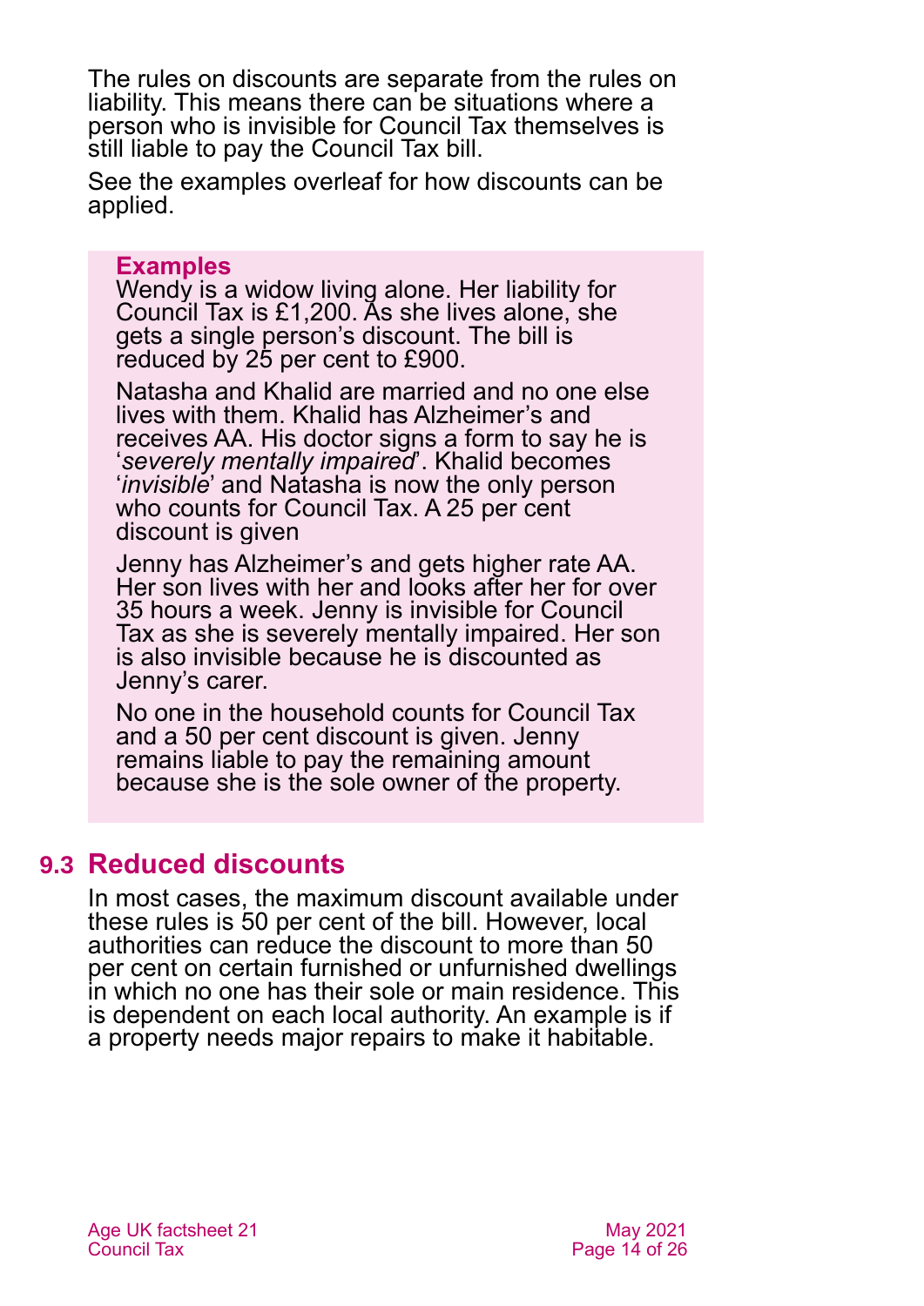The rules on discounts are separate from the rules on liability. This means there can be situations where a person who is invisible for Council Tax themselves is still liable to pay the Council Tax bill.

See the examples overleaf for how discounts can be applied.

> **Examples**
>
> Wendy is a widow living alone. Her liability for Council Tax is £1,200. As she lives alone, she gets a single person's discount. The bill is reduced by 25 per cent to £900.
>
> Natasha and Khalid are married and no one else lives with them. Khalid has Alzheimer's and receives AA. His doctor signs a form to say he is '*severely mentally impaired*'. Khalid becomes '*invisible*' and Natasha is now the only person who counts for Council Tax. A 25 per cent discount is given
>
> Jenny has Alzheimer's and gets higher rate AA. Her son lives with her and looks after her for over 35 hours a week. Jenny is invisible for Council Tax as she is severely mentally impaired. Her son is also invisible because he is discounted as Jenny's carer.
>
> No one in the household counts for Council Tax and a 50 per cent discount is given. Jenny remains liable to pay the remaining amount because she is the sole owner of the property.

## 9.3 Reduced discounts

In most cases, the maximum discount available under these rules is 50 per cent of the bill. However, local authorities can reduce the discount to more than 50 per cent on certain furnished or unfurnished dwellings in which no one has their sole or main residence. This is dependent on each local authority. An example is if a property needs major repairs to make it habitable.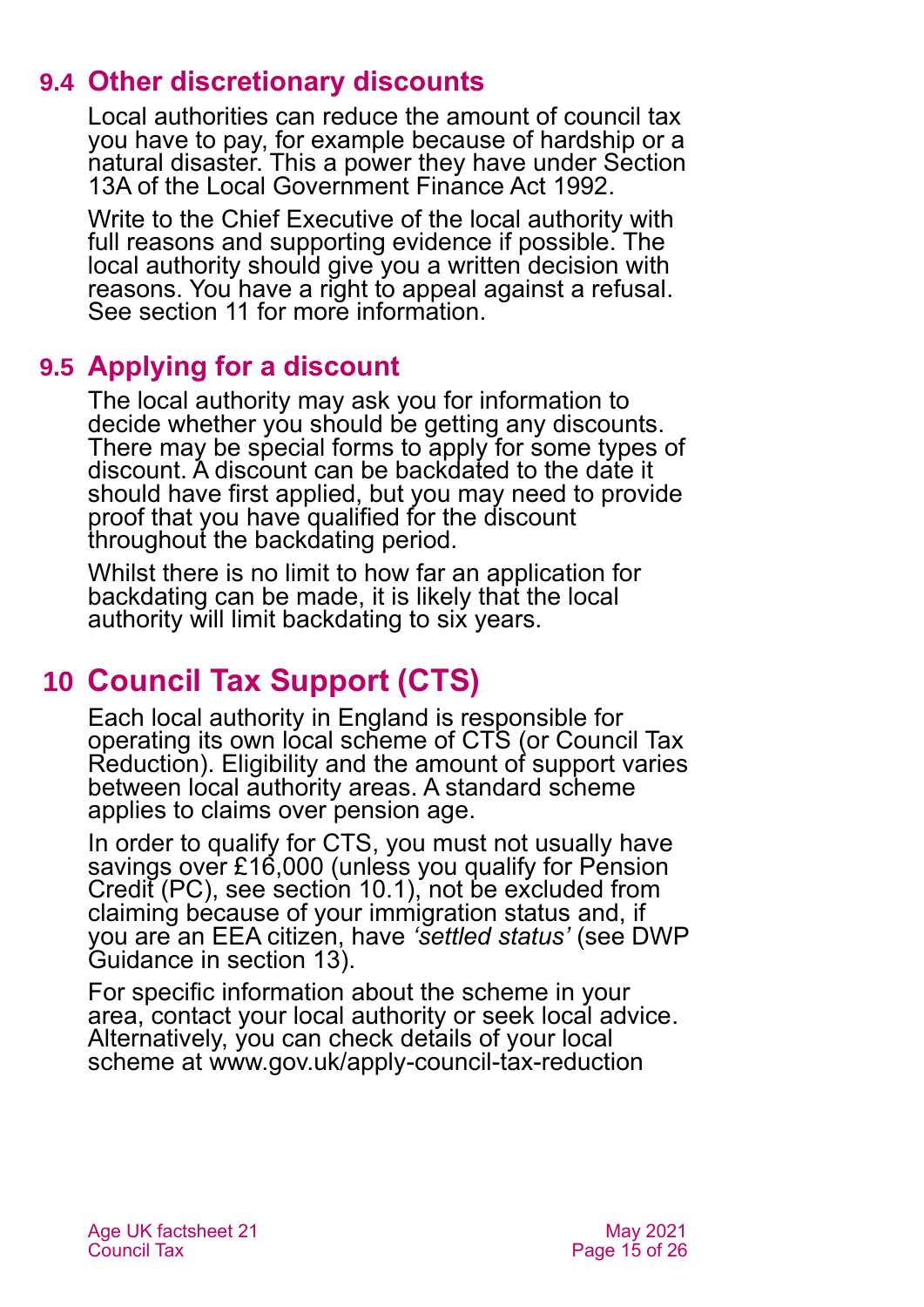## 9.4 Other discretionary discounts

Local authorities can reduce the amount of council tax you have to pay, for example because of hardship or a natural disaster. This a power they have under Section 13A of the Local Government Finance Act 1992.

Write to the Chief Executive of the local authority with full reasons and supporting evidence if possible. The local authority should give you a written decision with reasons. You have a right to appeal against a refusal. See section 11 for more information.

## 9.5 Applying for a discount

The local authority may ask you for information to decide whether you should be getting any discounts. There may be special forms to apply for some types of discount. A discount can be backdated to the date it should have first applied, but you may need to provide proof that you have qualified for the discount throughout the backdating period.

Whilst there is no limit to how far an application for backdating can be made, it is likely that the local authority will limit backdating to six years.

# 10 Council Tax Support (CTS)

Each local authority in England is responsible for operating its own local scheme of CTS (or Council Tax Reduction). Eligibility and the amount of support varies between local authority areas. A standard scheme applies to claims over pension age.

In order to qualify for CTS, you must not usually have savings over £16,000 (unless you qualify for Pension Credit (PC), see section 10.1), not be excluded from claiming because of your immigration status and, if you are an EEA citizen, have *'settled status'* (see DWP Guidance in section 13).

For specific information about the scheme in your area, contact your local authority or seek local advice. Alternatively, you can check details of your local scheme at www.gov.uk/apply-council-tax-reduction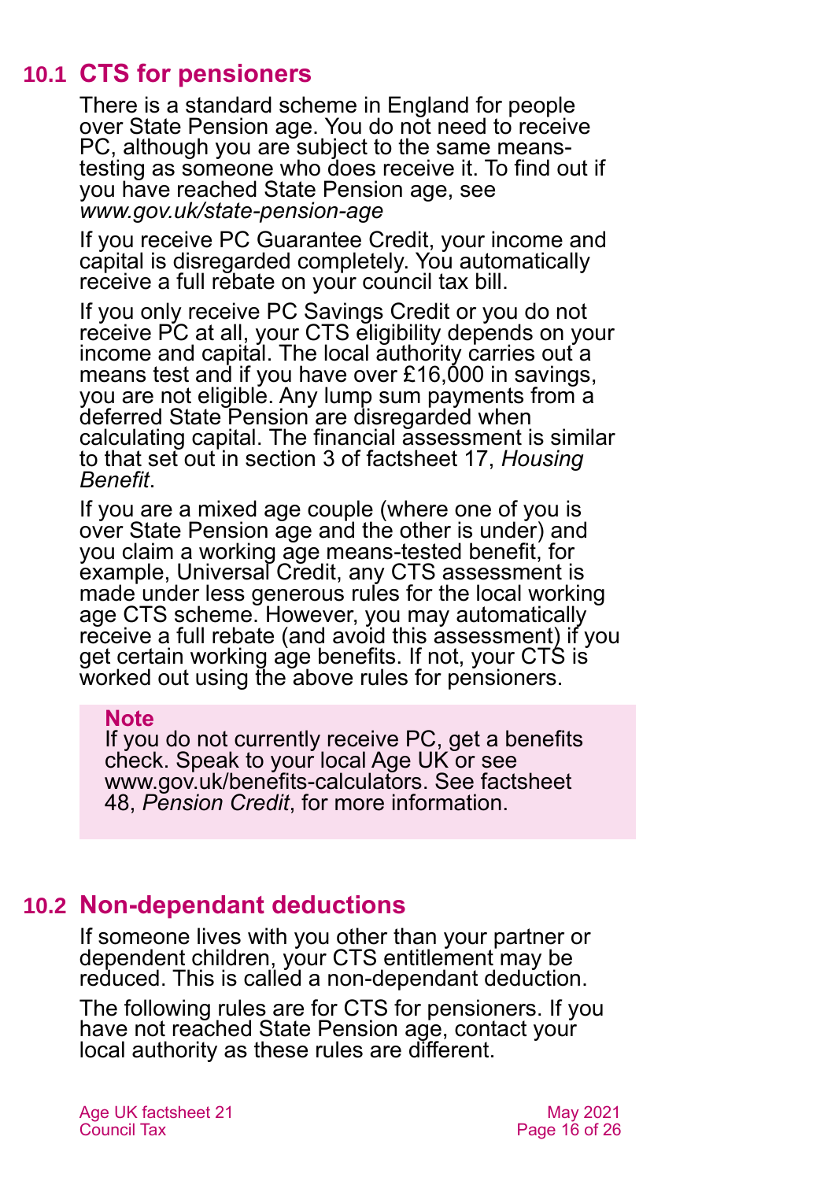## 10.1 CTS for pensioners

There is a standard scheme in England for people over State Pension age. You do not need to receive PC, although you are subject to the same means-testing as someone who does receive it. To find out if you have reached State Pension age, see *www.gov.uk/state-pension-age*

If you receive PC Guarantee Credit, your income and capital is disregarded completely. You automatically receive a full rebate on your council tax bill.

If you only receive PC Savings Credit or you do not receive PC at all, your CTS eligibility depends on your income and capital. The local authority carries out a means test and if you have over £16,000 in savings, you are not eligible. Any lump sum payments from a deferred State Pension are disregarded when calculating capital. The financial assessment is similar to that set out in section 3 of factsheet 17, *Housing Benefit*.

If you are a mixed age couple (where one of you is over State Pension age and the other is under) and you claim a working age means-tested benefit, for example, Universal Credit, any CTS assessment is made under less generous rules for the local working age CTS scheme. However, you may automatically receive a full rebate (and avoid this assessment) if you get certain working age benefits. If not, your CTS is worked out using the above rules for pensioners.

> **Note**
> If you do not currently receive PC, get a benefits check. Speak to your local Age UK or see www.gov.uk/benefits-calculators. See factsheet 48, *Pension Credit*, for more information.

## 10.2 Non-dependant deductions

If someone lives with you other than your partner or dependent children, your CTS entitlement may be reduced. This is called a non-dependant deduction.

The following rules are for CTS for pensioners. If you have not reached State Pension age, contact your local authority as these rules are different.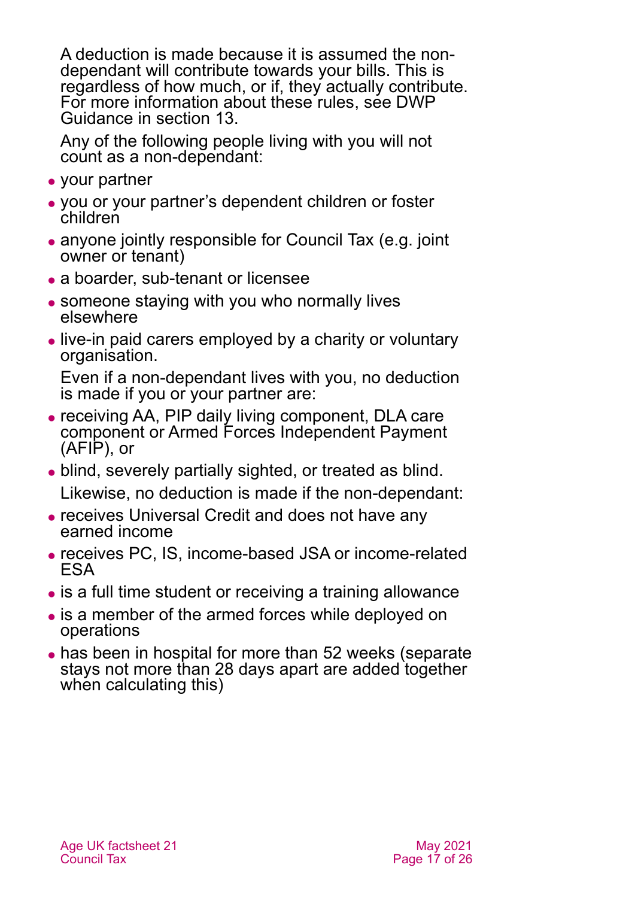A deduction is made because it is assumed the non-dependant will contribute towards your bills. This is regardless of how much, or if, they actually contribute. For more information about these rules, see DWP Guidance in section 13.

Any of the following people living with you will not count as a non-dependant:

- your partner
- you or your partner's dependent children or foster children
- anyone jointly responsible for Council Tax (e.g. joint owner or tenant)
- a boarder, sub-tenant or licensee
- someone staying with you who normally lives elsewhere
- live-in paid carers employed by a charity or voluntary organisation.

Even if a non-dependant lives with you, no deduction is made if you or your partner are:

- receiving AA, PIP daily living component, DLA care component or Armed Forces Independent Payment (AFIP), or
- blind, severely partially sighted, or treated as blind.

Likewise, no deduction is made if the non-dependant:

- receives Universal Credit and does not have any earned income
- receives PC, IS, income-based JSA or income-related ESA
- is a full time student or receiving a training allowance
- is a member of the armed forces while deployed on operations
- has been in hospital for more than 52 weeks (separate stays not more than 28 days apart are added together when calculating this)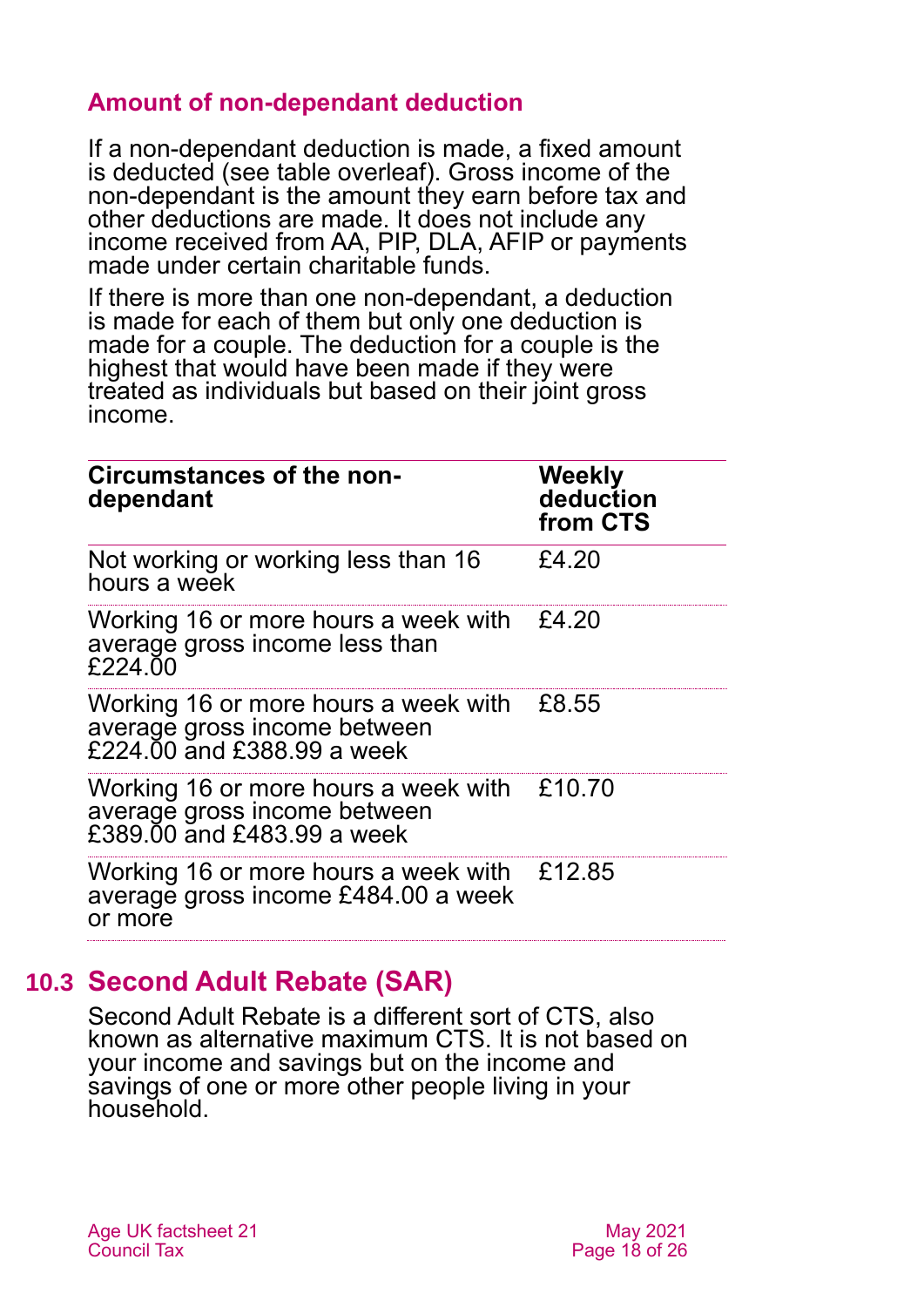### Amount of non-dependant deduction

If a non-dependant deduction is made, a fixed amount is deducted (see table overleaf). Gross income of the non-dependant is the amount they earn before tax and other deductions are made. It does not include any income received from AA, PIP, DLA, AFIP or payments made under certain charitable funds.

If there is more than one non-dependant, a deduction is made for each of them but only one deduction is made for a couple. The deduction for a couple is the highest that would have been made if they were treated as individuals but based on their joint gross income.

| Circumstances of the non-dependant | Weekly deduction from CTS |
|---|---|
| Not working or working less than 16 hours a week | £4.20 |
| Working 16 or more hours a week with average gross income less than £224.00 | £4.20 |
| Working 16 or more hours a week with average gross income between £224.00 and £388.99 a week | £8.55 |
| Working 16 or more hours a week with average gross income between £389.00 and £483.99 a week | £10.70 |
| Working 16 or more hours a week with average gross income £484.00 a week or more | £12.85 |

## 10.3 Second Adult Rebate (SAR)

Second Adult Rebate is a different sort of CTS, also known as alternative maximum CTS. It is not based on your income and savings but on the income and savings of one or more other people living in your household.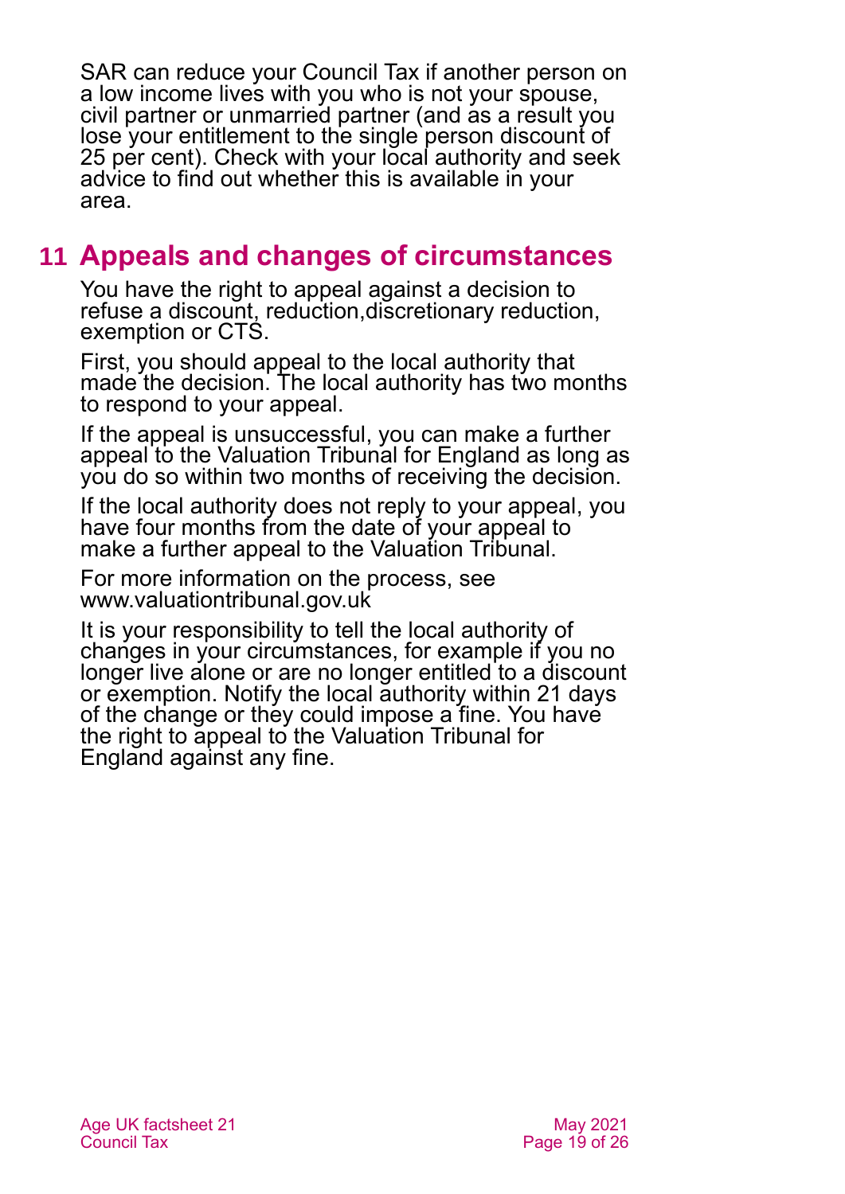SAR can reduce your Council Tax if another person on a low income lives with you who is not your spouse, civil partner or unmarried partner (and as a result you lose your entitlement to the single person discount of 25 per cent). Check with your local authority and seek advice to find out whether this is available in your area.

## 11 Appeals and changes of circumstances

You have the right to appeal against a decision to refuse a discount, reduction,discretionary reduction, exemption or CTS.

First, you should appeal to the local authority that made the decision. The local authority has two months to respond to your appeal.

If the appeal is unsuccessful, you can make a further appeal to the Valuation Tribunal for England as long as you do so within two months of receiving the decision.

If the local authority does not reply to your appeal, you have four months from the date of your appeal to make a further appeal to the Valuation Tribunal.

For more information on the process, see www.valuationtribunal.gov.uk

It is your responsibility to tell the local authority of changes in your circumstances, for example if you no longer live alone or are no longer entitled to a discount or exemption. Notify the local authority within 21 days of the change or they could impose a fine. You have the right to appeal to the Valuation Tribunal for England against any fine.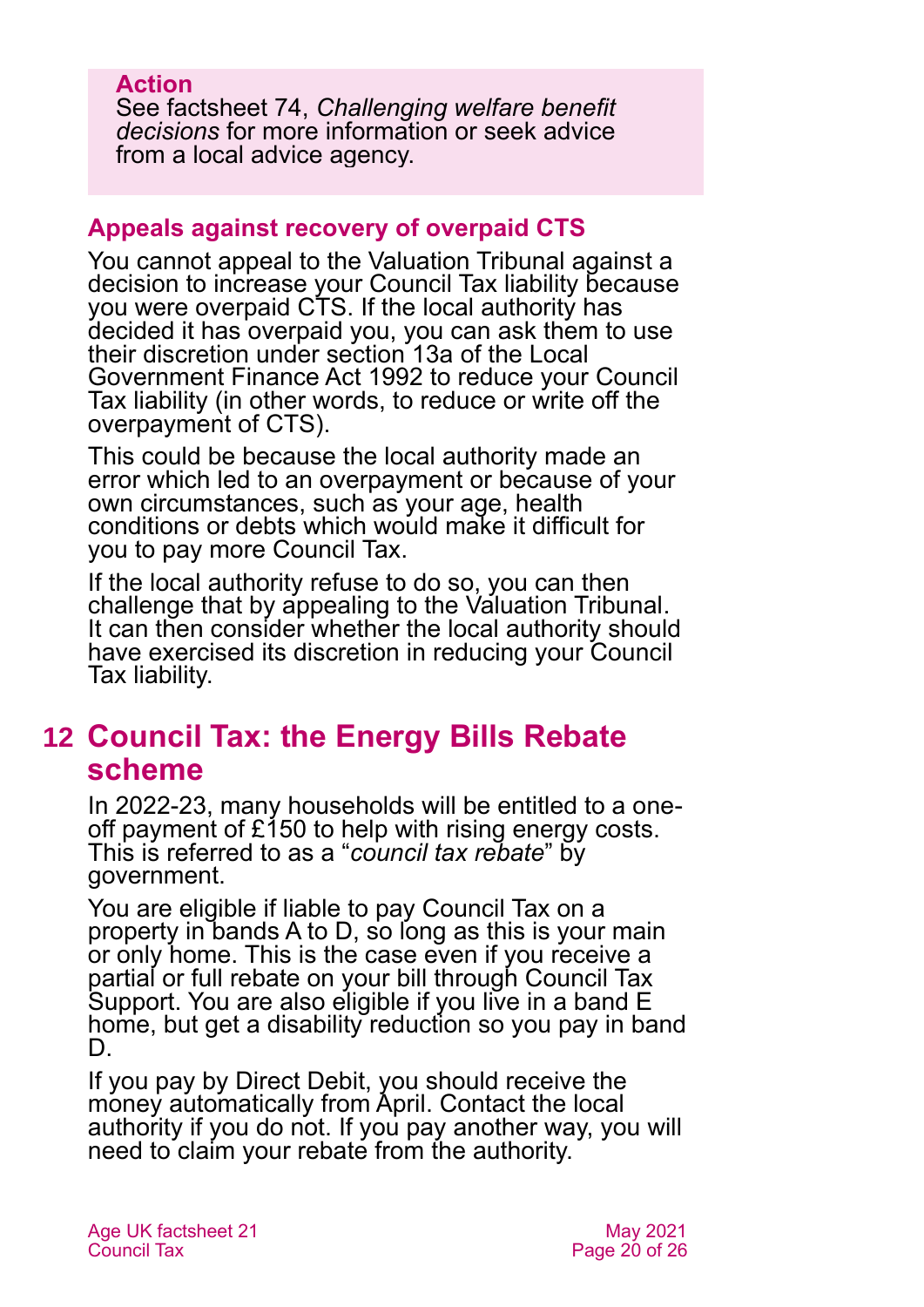**Action**

See factsheet 74, *Challenging welfare benefit decisions* for more information or seek advice from a local advice agency.

### Appeals against recovery of overpaid CTS

You cannot appeal to the Valuation Tribunal against a decision to increase your Council Tax liability because you were overpaid CTS. If the local authority has decided it has overpaid you, you can ask them to use their discretion under section 13a of the Local Government Finance Act 1992 to reduce your Council Tax liability (in other words, to reduce or write off the overpayment of CTS).

This could be because the local authority made an error which led to an overpayment or because of your own circumstances, such as your age, health conditions or debts which would make it difficult for you to pay more Council Tax.

If the local authority refuse to do so, you can then challenge that by appealing to the Valuation Tribunal. It can then consider whether the local authority should have exercised its discretion in reducing your Council Tax liability.

## 12 Council Tax: the Energy Bills Rebate scheme

In 2022-23, many households will be entitled to a one-off payment of £150 to help with rising energy costs. This is referred to as a "*council tax rebate*" by government.

You are eligible if liable to pay Council Tax on a property in bands A to D, so long as this is your main or only home. This is the case even if you receive a partial or full rebate on your bill through Council Tax Support. You are also eligible if you live in a band E home, but get a disability reduction so you pay in band D.

If you pay by Direct Debit, you should receive the money automatically from April. Contact the local authority if you do not. If you pay another way, you will need to claim your rebate from the authority.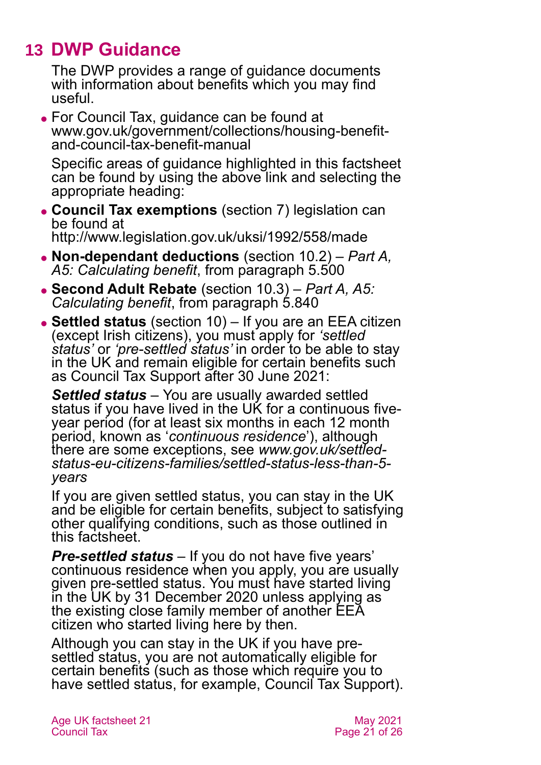## 13 DWP Guidance

The DWP provides a range of guidance documents with information about benefits which you may find useful.

- For Council Tax, guidance can be found at www.gov.uk/government/collections/housing-benefit-and-council-tax-benefit-manual

  Specific areas of guidance highlighted in this factsheet can be found by using the above link and selecting the appropriate heading:

- **Council Tax exemptions** (section 7) legislation can be found at http://www.legislation.gov.uk/uksi/1992/558/made
- **Non-dependant deductions** (section 10.2) – *Part A, A5: Calculating benefit*, from paragraph 5.500
- **Second Adult Rebate** (section 10.3) – *Part A, A5: Calculating benefit*, from paragraph 5.840
- **Settled status** (section 10) – If you are an EEA citizen (except Irish citizens), you must apply for *'settled status'* or *'pre-settled status'* in order to be able to stay in the UK and remain eligible for certain benefits such as Council Tax Support after 30 June 2021:

  ***Settled status*** – You are usually awarded settled status if you have lived in the UK for a continuous five-year period (for at least six months in each 12 month period, known as '*continuous residence*'), although there are some exceptions, see *www.gov.uk/settled-status-eu-citizens-families/settled-status-less-than-5-years*

  If you are given settled status, you can stay in the UK and be eligible for certain benefits, subject to satisfying other qualifying conditions, such as those outlined in this factsheet.

  ***Pre-settled status*** – If you do not have five years' continuous residence when you apply, you are usually given pre-settled status. You must have started living in the UK by 31 December 2020 unless applying as the existing close family member of another EEA citizen who started living here by then.

  Although you can stay in the UK if you have pre-settled status, you are not automatically eligible for certain benefits (such as those which require you to have settled status, for example, Council Tax Support).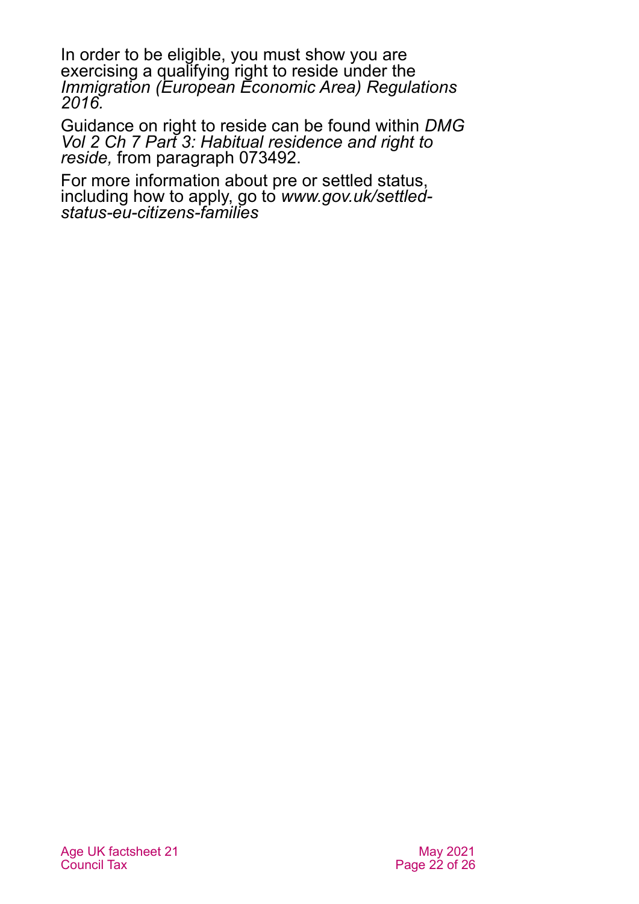In order to be eligible, you must show you are exercising a qualifying right to reside under the *Immigration (European Economic Area) Regulations 2016.*

Guidance on right to reside can be found within *DMG Vol 2 Ch 7 Part 3: Habitual residence and right to reside,* from paragraph 073492.

For more information about pre or settled status, including how to apply, go to *www.gov.uk/settled-status-eu-citizens-families*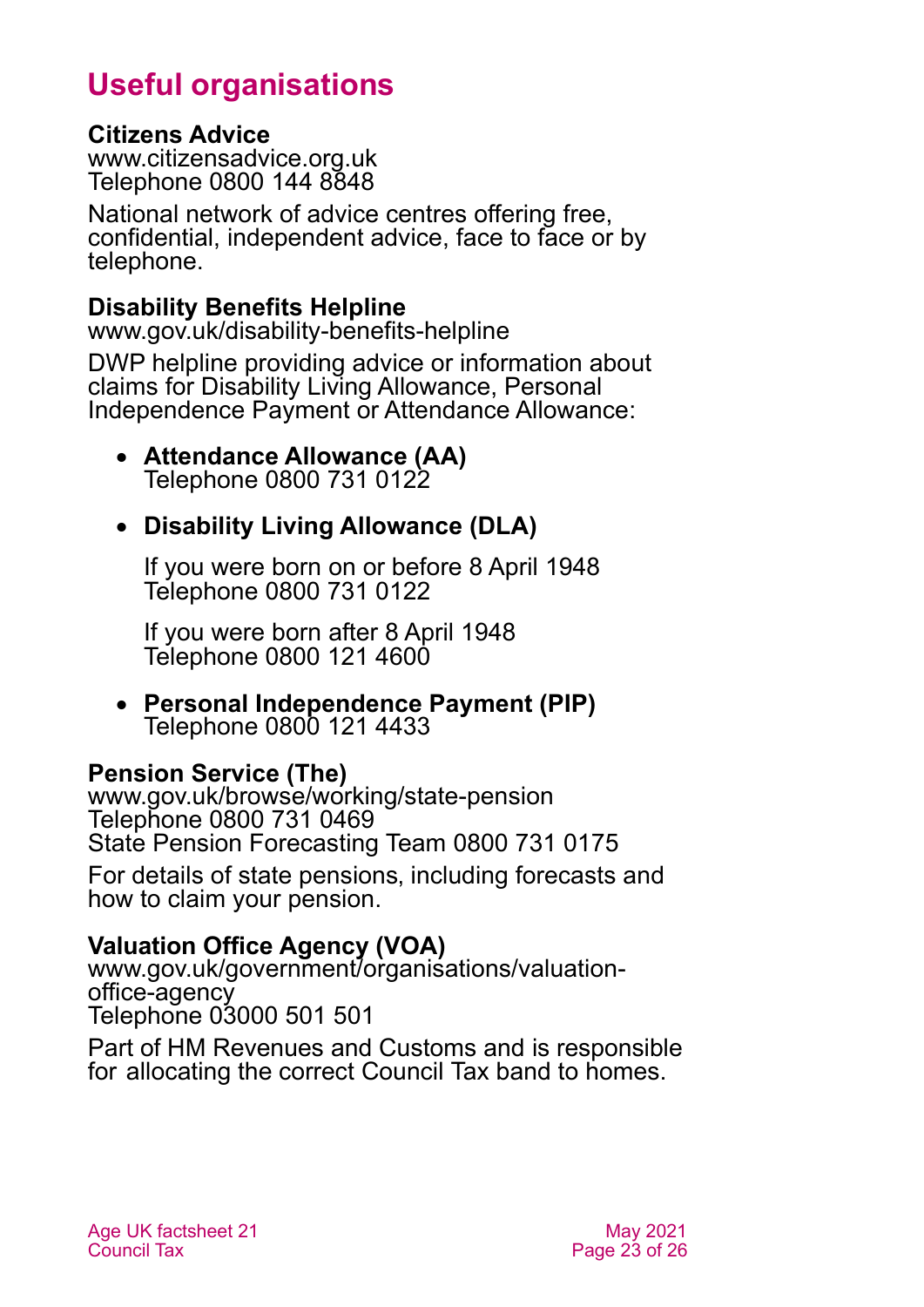# Useful organisations

**Citizens Advice**
www.citizensadvice.org.uk
Telephone 0800 144 8848

National network of advice centres offering free, confidential, independent advice, face to face or by telephone.

**Disability Benefits Helpline**
www.gov.uk/disability-benefits-helpline

DWP helpline providing advice or information about claims for Disability Living Allowance, Personal Independence Payment or Attendance Allowance:

- **Attendance Allowance (AA)**
  Telephone 0800 731 0122

- **Disability Living Allowance (DLA)**

  If you were born on or before 8 April 1948
  Telephone 0800 731 0122

  If you were born after 8 April 1948
  Telephone 0800 121 4600

- **Personal Independence Payment (PIP)**
  Telephone 0800 121 4433

**Pension Service (The)**
www.gov.uk/browse/working/state-pension
Telephone 0800 731 0469
State Pension Forecasting Team 0800 731 0175

For details of state pensions, including forecasts and how to claim your pension.

**Valuation Office Agency (VOA)**
www.gov.uk/government/organisations/valuation-office-agency
Telephone 03000 501 501

Part of HM Revenues and Customs and is responsible for allocating the correct Council Tax band to homes.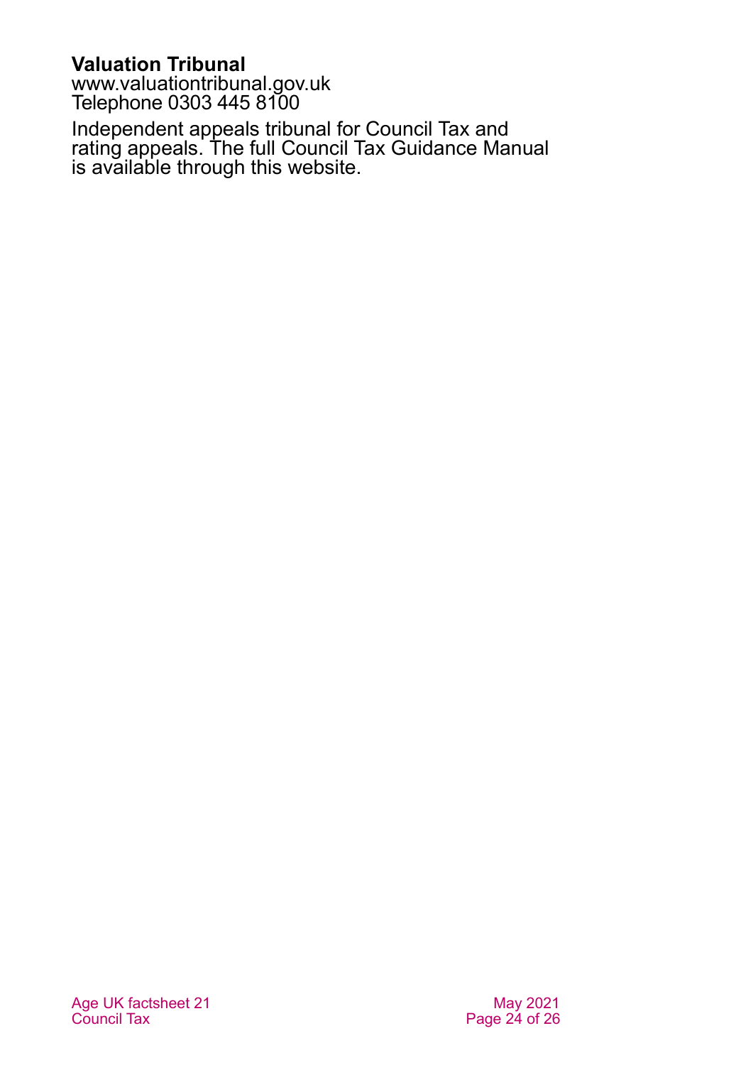**Valuation Tribunal**
www.valuationtribunal.gov.uk
Telephone 0303 445 8100

Independent appeals tribunal for Council Tax and rating appeals. The full Council Tax Guidance Manual is available through this website.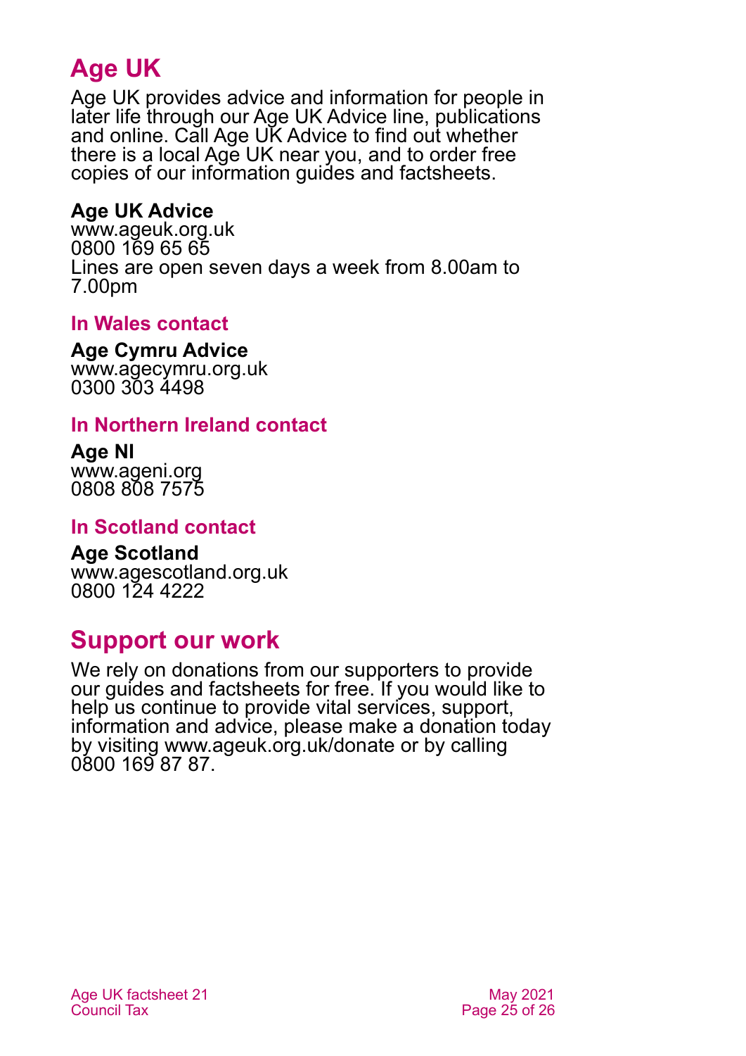# Age UK

Age UK provides advice and information for people in later life through our Age UK Advice line, publications and online. Call Age UK Advice to find out whether there is a local Age UK near you, and to order free copies of our information guides and factsheets.

**Age UK Advice**
www.ageuk.org.uk
0800 169 65 65
Lines are open seven days a week from 8.00am to 7.00pm

### In Wales contact

**Age Cymru Advice**
www.agecymru.org.uk
0300 303 4498

### In Northern Ireland contact

**Age NI**
www.ageni.org
0808 808 7575

### In Scotland contact

**Age Scotland**
www.agescotland.org.uk
0800 124 4222

# Support our work

We rely on donations from our supporters to provide our guides and factsheets for free. If you would like to help us continue to provide vital services, support, information and advice, please make a donation today by visiting www.ageuk.org.uk/donate or by calling 0800 169 87 87.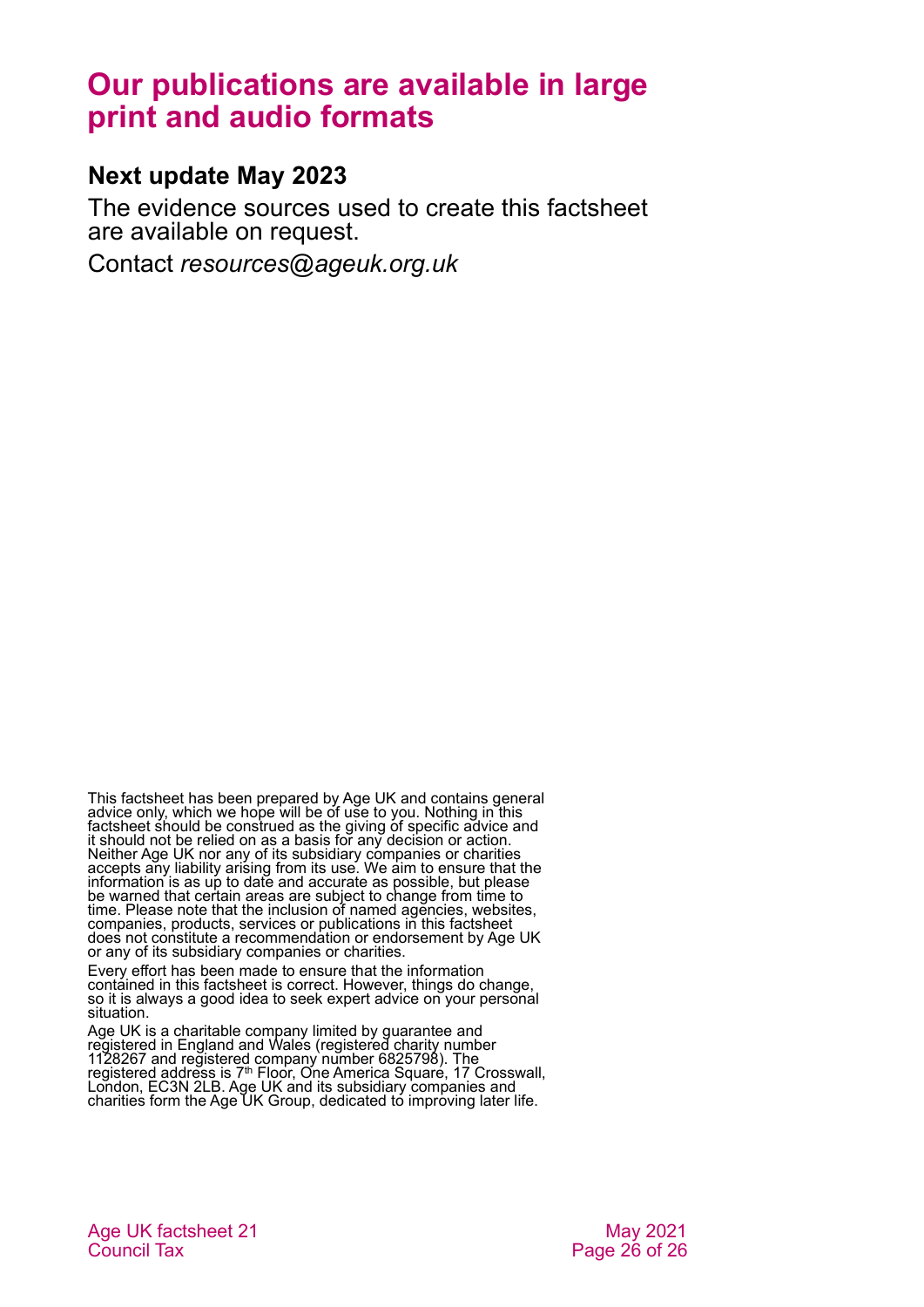# Our publications are available in large print and audio formats

## Next update May 2023

The evidence sources used to create this factsheet are available on request.

Contact *resources@ageuk.org.uk*

This factsheet has been prepared by Age UK and contains general advice only, which we hope will be of use to you. Nothing in this factsheet should be construed as the giving of specific advice and it should not be relied on as a basis for any decision or action. Neither Age UK nor any of its subsidiary companies or charities accepts any liability arising from its use. We aim to ensure that the information is as up to date and accurate as possible, but please be warned that certain areas are subject to change from time to time. Please note that the inclusion of named agencies, websites, companies, products, services or publications in this factsheet does not constitute a recommendation or endorsement by Age UK or any of its subsidiary companies or charities.

Every effort has been made to ensure that the information contained in this factsheet is correct. However, things do change, so it is always a good idea to seek expert advice on your personal situation.

Age UK is a charitable company limited by guarantee and registered in England and Wales (registered charity number 1128267 and registered company number 6825798). The registered address is 7th Floor, One America Square, 17 Crosswall, London, EC3N 2LB. Age UK and its subsidiary companies and charities form the Age UK Group, dedicated to improving later life.